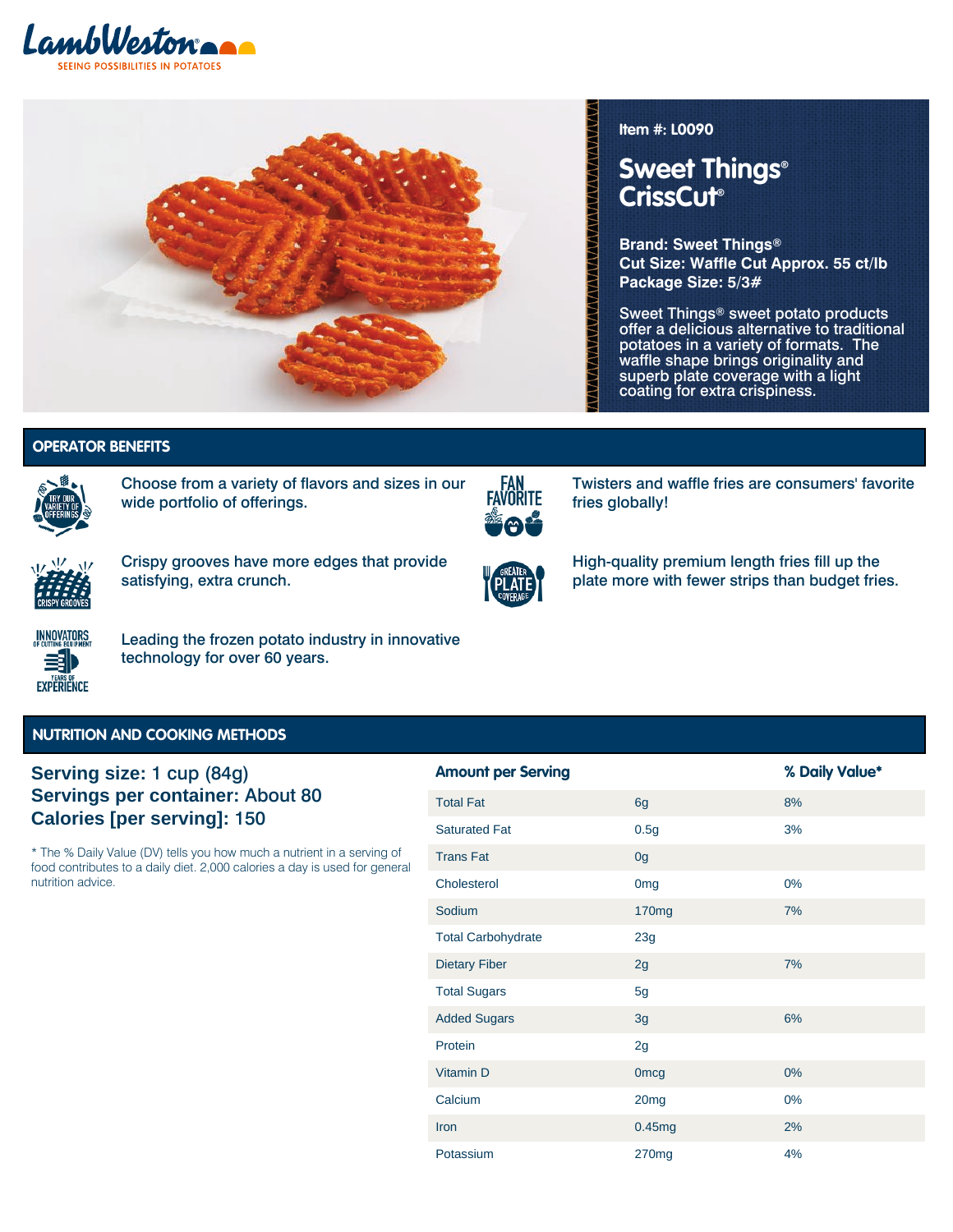LambWeston

SEEING POSSIBILITIES IN POTATOES

**Item #: L0090**

# Sweet Things® CrissCut®

**Brand: Sweet Things®**
**Cut Size: Waffle Cut Approx. 55 ct/lb**
**Package Size: 5/3#**

Sweet Things® sweet potato products offer a delicious alternative to traditional potatoes in a variety of formats. The waffle shape brings originality and superb plate coverage with a light coating for extra crispiness.

## OPERATOR BENEFITS

Choose from a variety of flavors and sizes in our wide portfolio of offerings.

Twisters and waffle fries are consumers' favorite fries globally!

Crispy grooves have more edges that provide satisfying, extra crunch.

High-quality premium length fries fill up the plate more with fewer strips than budget fries.

Leading the frozen potato industry in innovative technology for over 60 years.

## NUTRITION AND COOKING METHODS

**Serving size:** 1 cup (84g)
**Servings per container:** About 80
**Calories [per serving]:** 150

\* The % Daily Value (DV) tells you how much a nutrient in a serving of food contributes to a daily diet. 2,000 calories a day is used for general nutrition advice.

| Amount per Serving | | % Daily Value* |
|---|---|---|
| Total Fat | 6g | 8% |
| Saturated Fat | 0.5g | 3% |
| Trans Fat | 0g | |
| Cholesterol | 0mg | 0% |
| Sodium | 170mg | 7% |
| Total Carbohydrate | 23g | |
| Dietary Fiber | 2g | 7% |
| Total Sugars | 5g | |
| Added Sugars | 3g | 6% |
| Protein | 2g | |
| Vitamin D | 0mcg | 0% |
| Calcium | 20mg | 0% |
| Iron | 0.45mg | 2% |
| Potassium | 270mg | 4% |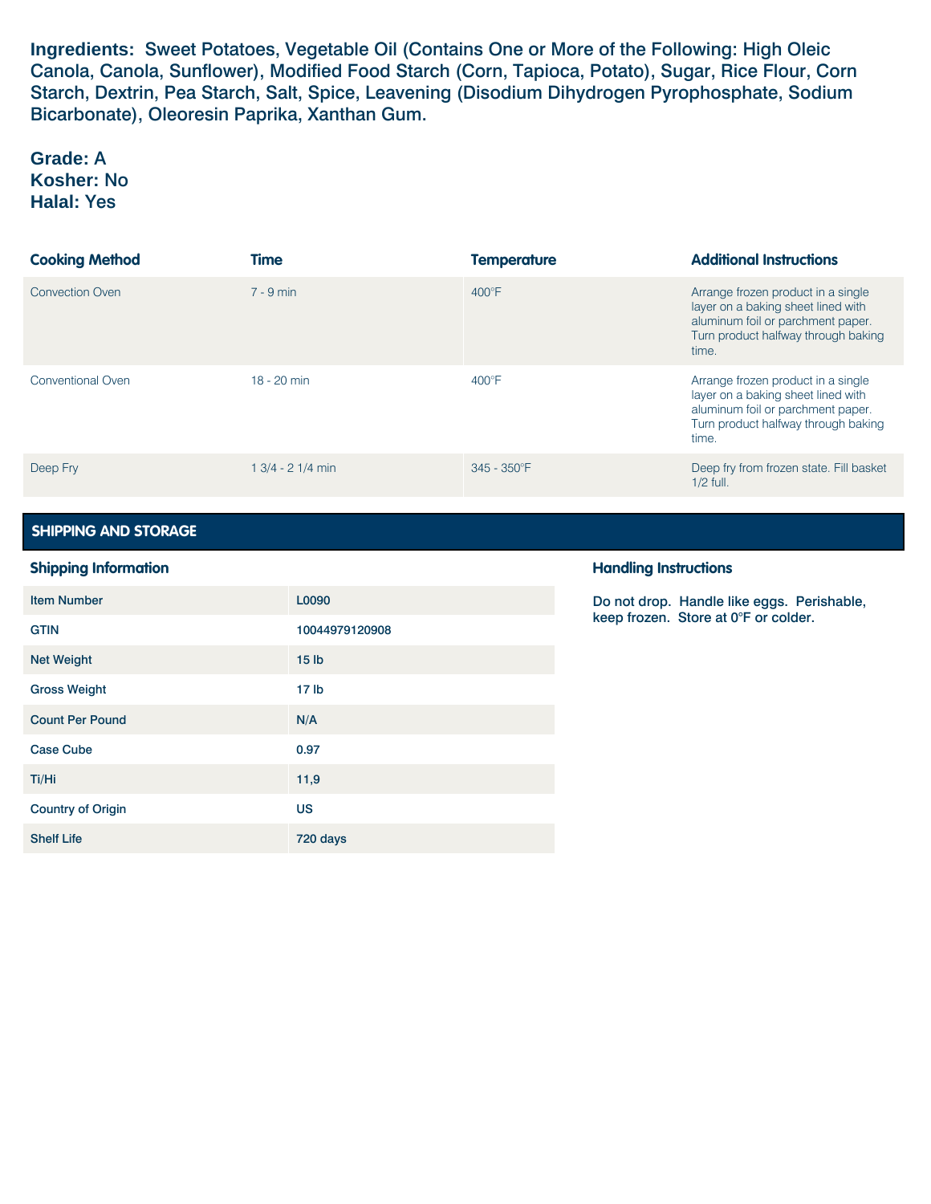**Ingredients:** Sweet Potatoes, Vegetable Oil (Contains One or More of the Following: High Oleic Canola, Canola, Sunflower), Modified Food Starch (Corn, Tapioca, Potato), Sugar, Rice Flour, Corn Starch, Dextrin, Pea Starch, Salt, Spice, Leavening (Disodium Dihydrogen Pyrophosphate, Sodium Bicarbonate), Oleoresin Paprika, Xanthan Gum.

**Grade:** A
**Kosher:** No
**Halal:** Yes

| Cooking Method | Time | Temperature | Additional Instructions |
|---|---|---|---|
| Convection Oven | 7 - 9 min | 400°F | Arrange frozen product in a single layer on a baking sheet lined with aluminum foil or parchment paper. Turn product halfway through baking time. |
| Conventional Oven | 18 - 20 min | 400°F | Arrange frozen product in a single layer on a baking sheet lined with aluminum foil or parchment paper. Turn product halfway through baking time. |
| Deep Fry | 1 3/4 - 2 1/4 min | 345 - 350°F | Deep fry from frozen state. Fill basket 1/2 full. |

## SHIPPING AND STORAGE

### Shipping Information

| | |
|---|---|
| Item Number | L0090 |
| GTIN | 10044979120908 |
| Net Weight | 15 lb |
| Gross Weight | 17 lb |
| Count Per Pound | N/A |
| Case Cube | 0.97 |
| Ti/Hi | 11,9 |
| Country of Origin | US |
| Shelf Life | 720 days |

### Handling Instructions

Do not drop. Handle like eggs. Perishable, keep frozen. Store at 0°F or colder.